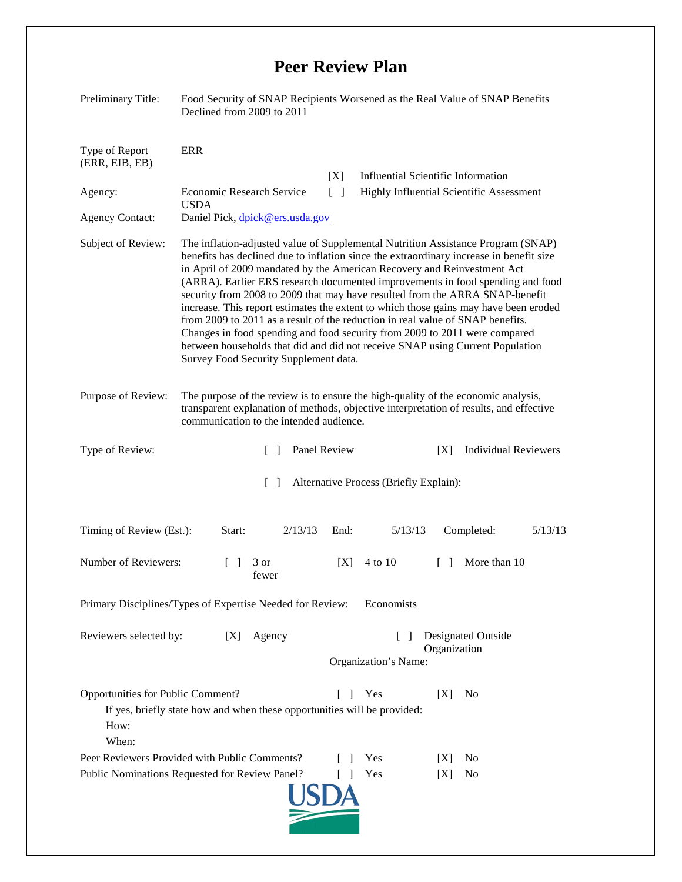# Peer Review Plan

Preliminary Title: Food Security of SNAP Recipients Worsened as the Real Value of SNAP Benefits Declined from 2009 to 2011

Type of Report (ERR, EIB, EB): ERR

[X] Influential Scientific Information

[ ] Highly Influential Scientific Assessment

Agency: Economic Research Service USDA

Agency Contact: Daniel Pick, dpick@ers.usda.gov

Subject of Review: The inflation-adjusted value of Supplemental Nutrition Assistance Program (SNAP) benefits has declined due to inflation since the extraordinary increase in benefit size in April of 2009 mandated by the American Recovery and Reinvestment Act (ARRA). Earlier ERS research documented improvements in food spending and food security from 2008 to 2009 that may have resulted from the ARRA SNAP-benefit increase. This report estimates the extent to which those gains may have been eroded from 2009 to 2011 as a result of the reduction in real value of SNAP benefits. Changes in food spending and food security from 2009 to 2011 were compared between households that did and did not receive SNAP using Current Population Survey Food Security Supplement data.

Purpose of Review: The purpose of the review is to ensure the high-quality of the economic analysis, transparent explanation of methods, objective interpretation of results, and effective communication to the intended audience.

Type of Review: [ ] Panel Review [X] Individual Reviewers

[ ] Alternative Process (Briefly Explain):

Timing of Review (Est.): Start: 2/13/13 End: 5/13/13 Completed: 5/13/13

Number of Reviewers: [ ] 3 or fewer [X] 4 to 10 [ ] More than 10

Primary Disciplines/Types of Expertise Needed for Review: Economists

Reviewers selected by: [X] Agency [ ] Designated Outside Organization

Organization's Name:

Opportunities for Public Comment? [ ] Yes [X] No

If yes, briefly state how and when these opportunities will be provided:

How:

When:

Peer Reviewers Provided with Public Comments? [ ] Yes [X] No

Public Nominations Requested for Review Panel? [ ] Yes [X] No